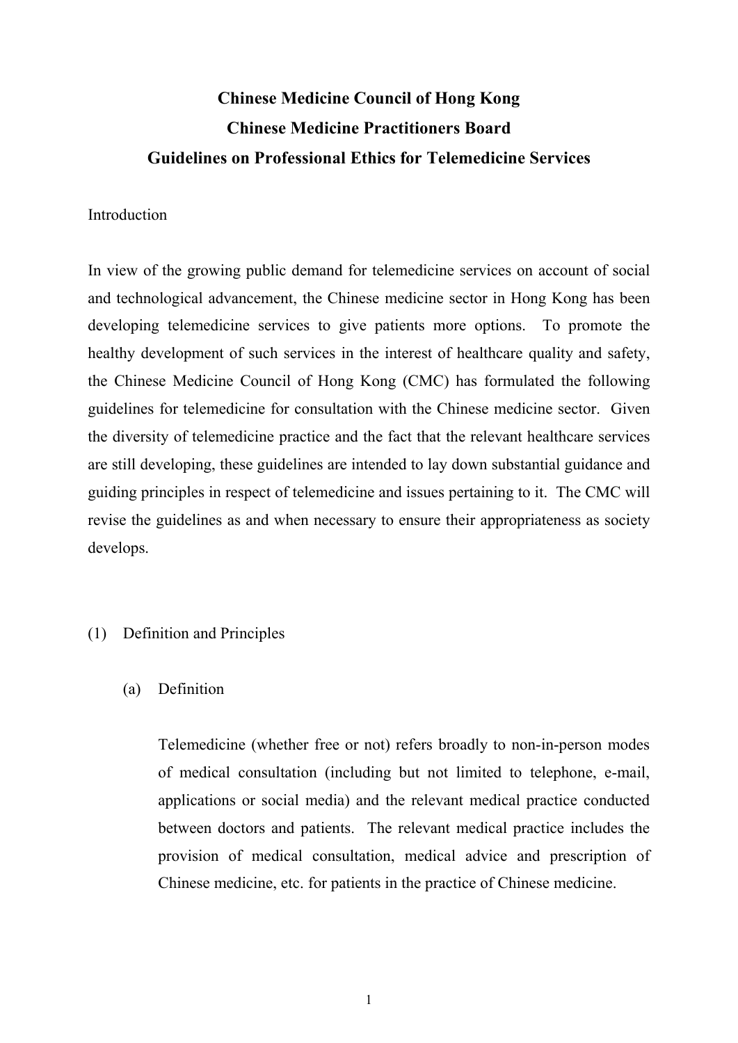# Chinese Medicine Council of Hong Kong
# Chinese Medicine Practitioners Board
# Guidelines on Professional Ethics for Telemedicine Services

Introduction

In view of the growing public demand for telemedicine services on account of social and technological advancement, the Chinese medicine sector in Hong Kong has been developing telemedicine services to give patients more options. To promote the healthy development of such services in the interest of healthcare quality and safety, the Chinese Medicine Council of Hong Kong (CMC) has formulated the following guidelines for telemedicine for consultation with the Chinese medicine sector. Given the diversity of telemedicine practice and the fact that the relevant healthcare services are still developing, these guidelines are intended to lay down substantial guidance and guiding principles in respect of telemedicine and issues pertaining to it. The CMC will revise the guidelines as and when necessary to ensure their appropriateness as society develops.

## (1) Definition and Principles

### (a) Definition

Telemedicine (whether free or not) refers broadly to non-in-person modes of medical consultation (including but not limited to telephone, e-mail, applications or social media) and the relevant medical practice conducted between doctors and patients. The relevant medical practice includes the provision of medical consultation, medical advice and prescription of Chinese medicine, etc. for patients in the practice of Chinese medicine.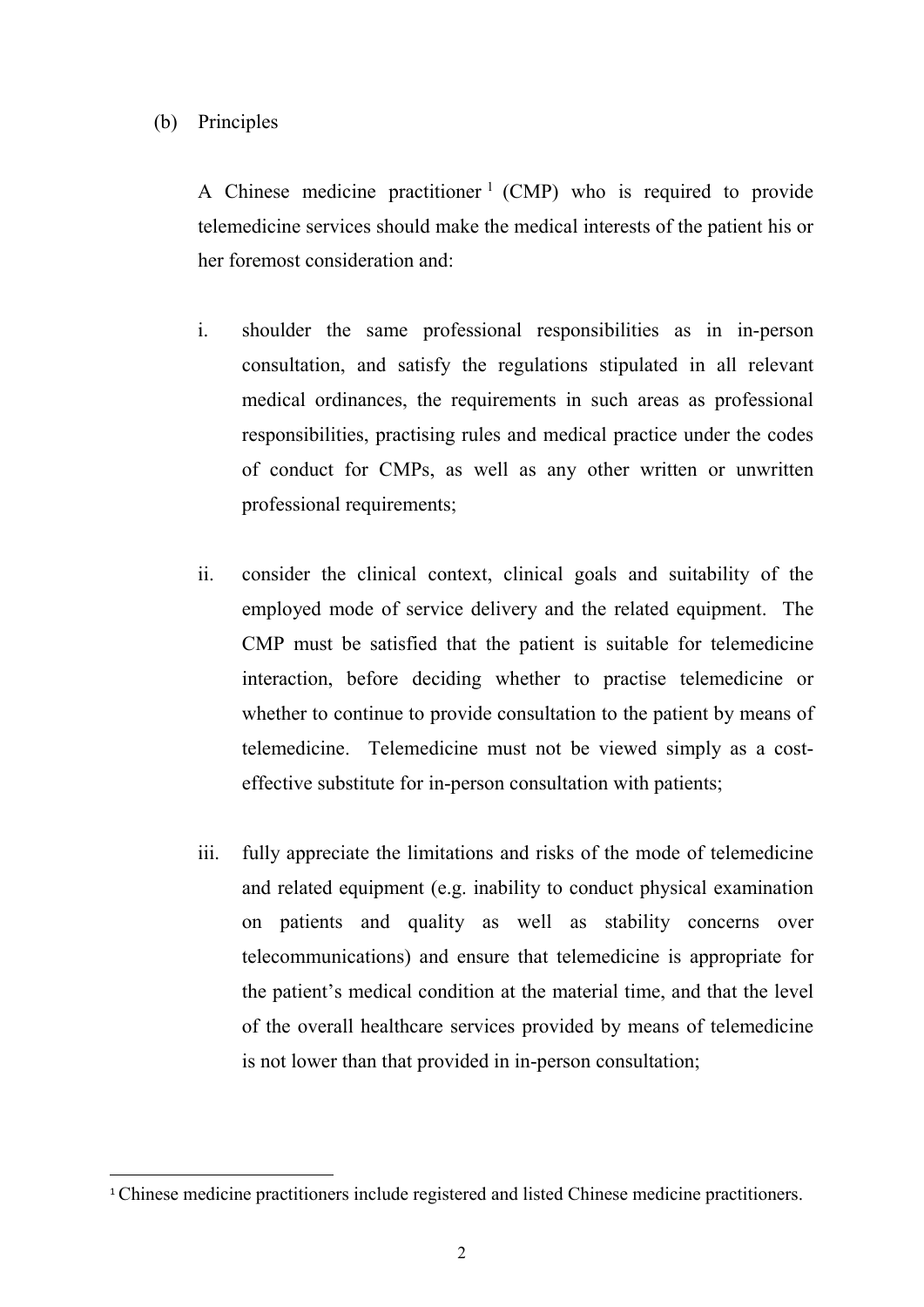(b) Principles

A Chinese medicine practitioner[1] (CMP) who is required to provide telemedicine services should make the medical interests of the patient his or her foremost consideration and:

i. shoulder the same professional responsibilities as in in-person consultation, and satisfy the regulations stipulated in all relevant medical ordinances, the requirements in such areas as professional responsibilities, practising rules and medical practice under the codes of conduct for CMPs, as well as any other written or unwritten professional requirements;

ii. consider the clinical context, clinical goals and suitability of the employed mode of service delivery and the related equipment. The CMP must be satisfied that the patient is suitable for telemedicine interaction, before deciding whether to practise telemedicine or whether to continue to provide consultation to the patient by means of telemedicine. Telemedicine must not be viewed simply as a cost-effective substitute for in-person consultation with patients;

iii. fully appreciate the limitations and risks of the mode of telemedicine and related equipment (e.g. inability to conduct physical examination on patients and quality as well as stability concerns over telecommunications) and ensure that telemedicine is appropriate for the patient's medical condition at the material time, and that the level of the overall healthcare services provided by means of telemedicine is not lower than that provided in in-person consultation;

---

[1] Chinese medicine practitioners include registered and listed Chinese medicine practitioners.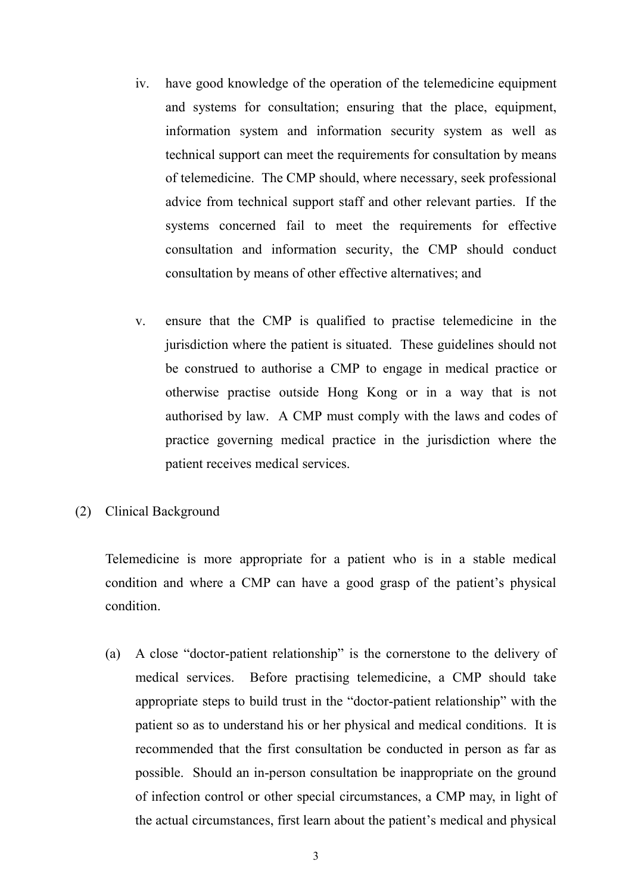iv. have good knowledge of the operation of the telemedicine equipment and systems for consultation; ensuring that the place, equipment, information system and information security system as well as technical support can meet the requirements for consultation by means of telemedicine. The CMP should, where necessary, seek professional advice from technical support staff and other relevant parties. If the systems concerned fail to meet the requirements for effective consultation and information security, the CMP should conduct consultation by means of other effective alternatives; and

v. ensure that the CMP is qualified to practise telemedicine in the jurisdiction where the patient is situated. These guidelines should not be construed to authorise a CMP to engage in medical practice or otherwise practise outside Hong Kong or in a way that is not authorised by law. A CMP must comply with the laws and codes of practice governing medical practice in the jurisdiction where the patient receives medical services.

(2) Clinical Background

Telemedicine is more appropriate for a patient who is in a stable medical condition and where a CMP can have a good grasp of the patient's physical condition.

(a) A close "doctor-patient relationship" is the cornerstone to the delivery of medical services. Before practising telemedicine, a CMP should take appropriate steps to build trust in the "doctor-patient relationship" with the patient so as to understand his or her physical and medical conditions. It is recommended that the first consultation be conducted in person as far as possible. Should an in-person consultation be inappropriate on the ground of infection control or other special circumstances, a CMP may, in light of the actual circumstances, first learn about the patient's medical and physical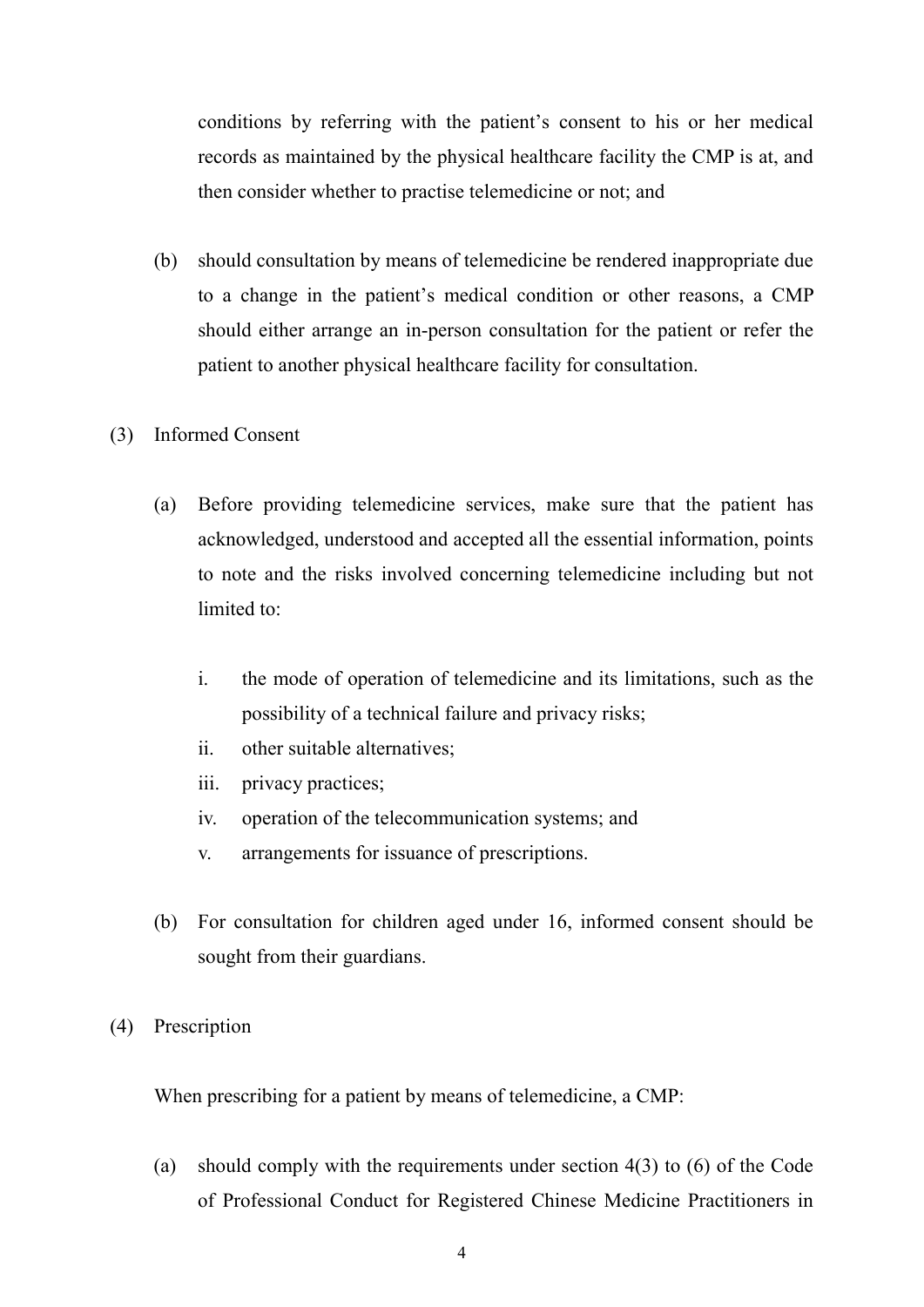conditions by referring with the patient's consent to his or her medical records as maintained by the physical healthcare facility the CMP is at, and then consider whether to practise telemedicine or not; and

(b) should consultation by means of telemedicine be rendered inappropriate due to a change in the patient's medical condition or other reasons, a CMP should either arrange an in-person consultation for the patient or refer the patient to another physical healthcare facility for consultation.

(3) Informed Consent

(a) Before providing telemedicine services, make sure that the patient has acknowledged, understood and accepted all the essential information, points to note and the risks involved concerning telemedicine including but not limited to:

i. the mode of operation of telemedicine and its limitations, such as the possibility of a technical failure and privacy risks;
ii. other suitable alternatives;
iii. privacy practices;
iv. operation of the telecommunication systems; and
v. arrangements for issuance of prescriptions.

(b) For consultation for children aged under 16, informed consent should be sought from their guardians.

(4) Prescription

When prescribing for a patient by means of telemedicine, a CMP:

(a) should comply with the requirements under section 4(3) to (6) of the Code of Professional Conduct for Registered Chinese Medicine Practitioners in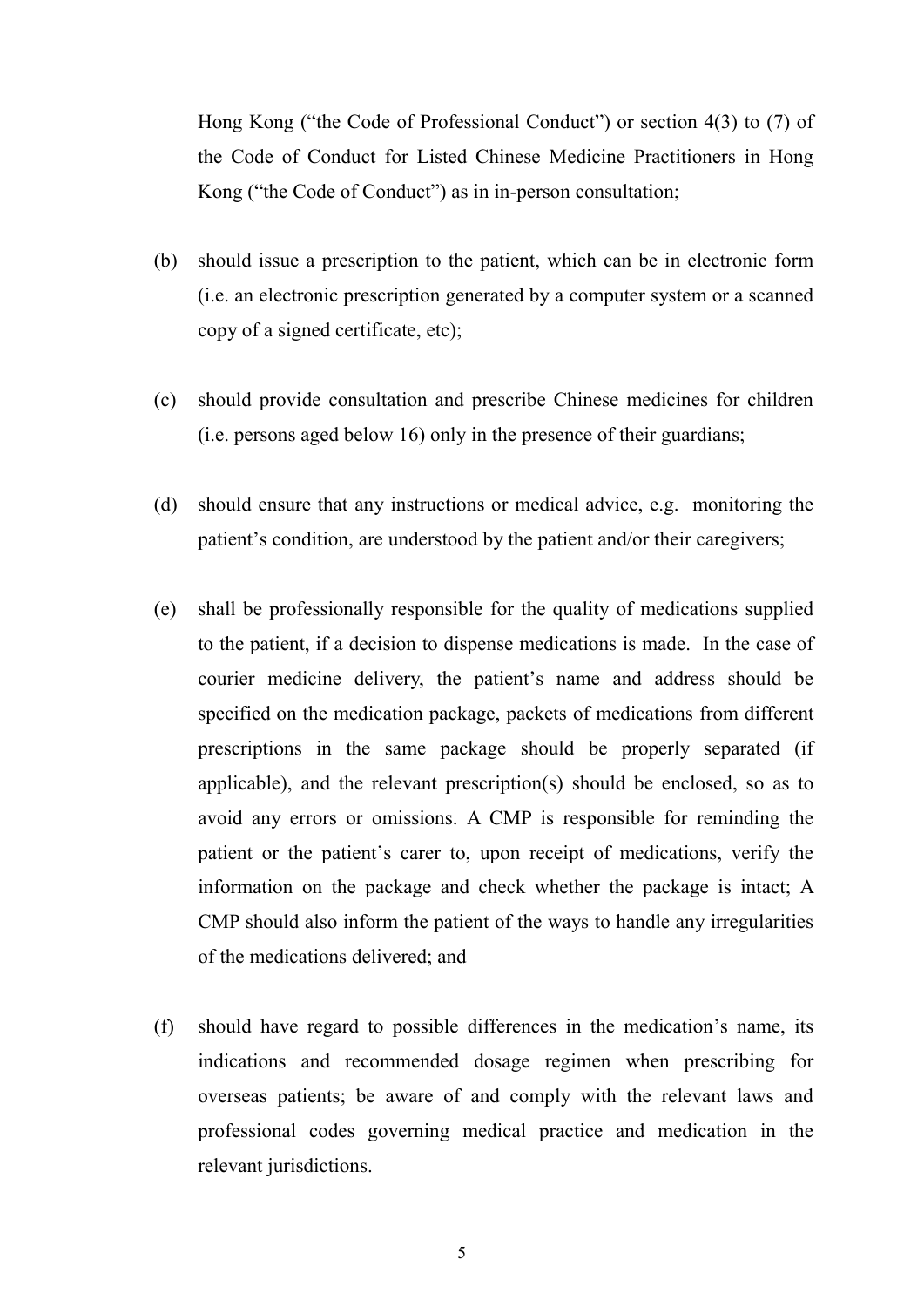Hong Kong ("the Code of Professional Conduct") or section 4(3) to (7) of the Code of Conduct for Listed Chinese Medicine Practitioners in Hong Kong ("the Code of Conduct") as in in-person consultation;

(b) should issue a prescription to the patient, which can be in electronic form (i.e. an electronic prescription generated by a computer system or a scanned copy of a signed certificate, etc);

(c) should provide consultation and prescribe Chinese medicines for children (i.e. persons aged below 16) only in the presence of their guardians;

(d) should ensure that any instructions or medical advice, e.g. monitoring the patient's condition, are understood by the patient and/or their caregivers;

(e) shall be professionally responsible for the quality of medications supplied to the patient, if a decision to dispense medications is made. In the case of courier medicine delivery, the patient's name and address should be specified on the medication package, packets of medications from different prescriptions in the same package should be properly separated (if applicable), and the relevant prescription(s) should be enclosed, so as to avoid any errors or omissions. A CMP is responsible for reminding the patient or the patient's carer to, upon receipt of medications, verify the information on the package and check whether the package is intact; A CMP should also inform the patient of the ways to handle any irregularities of the medications delivered; and

(f) should have regard to possible differences in the medication's name, its indications and recommended dosage regimen when prescribing for overseas patients; be aware of and comply with the relevant laws and professional codes governing medical practice and medication in the relevant jurisdictions.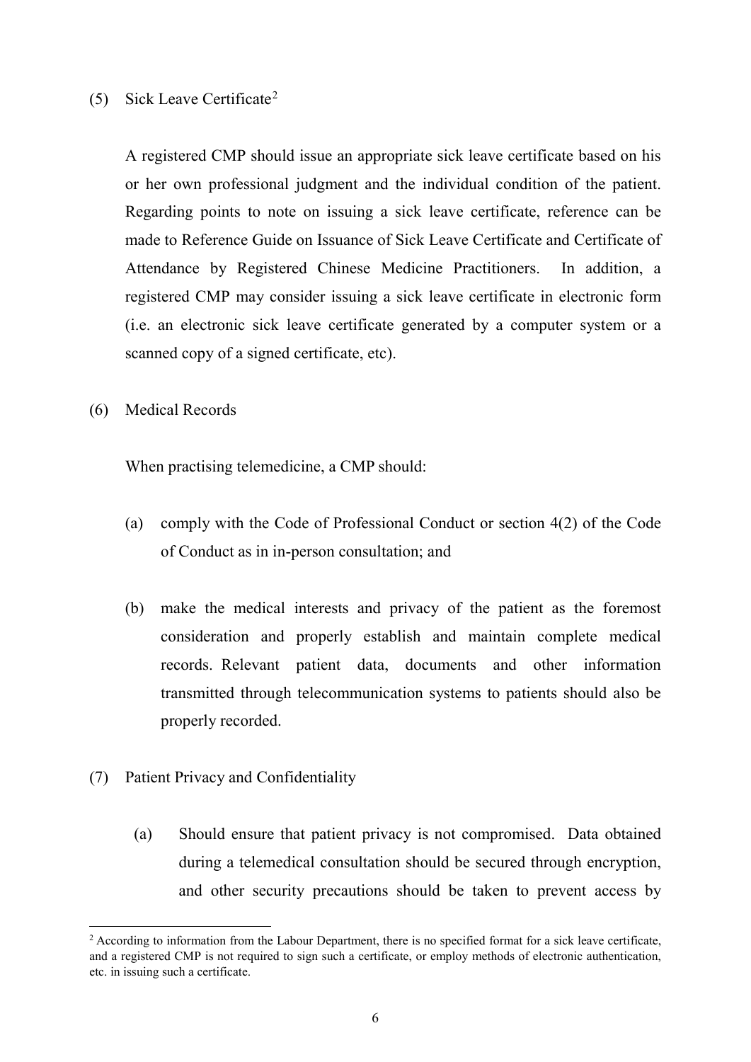(5) Sick Leave Certificate[2]

A registered CMP should issue an appropriate sick leave certificate based on his or her own professional judgment and the individual condition of the patient. Regarding points to note on issuing a sick leave certificate, reference can be made to Reference Guide on Issuance of Sick Leave Certificate and Certificate of Attendance by Registered Chinese Medicine Practitioners. In addition, a registered CMP may consider issuing a sick leave certificate in electronic form (i.e. an electronic sick leave certificate generated by a computer system or a scanned copy of a signed certificate, etc).

(6) Medical Records

When practising telemedicine, a CMP should:

(a) comply with the Code of Professional Conduct or section 4(2) of the Code of Conduct as in in-person consultation; and

(b) make the medical interests and privacy of the patient as the foremost consideration and properly establish and maintain complete medical records. Relevant patient data, documents and other information transmitted through telecommunication systems to patients should also be properly recorded.

(7) Patient Privacy and Confidentiality

(a) Should ensure that patient privacy is not compromised. Data obtained during a telemedical consultation should be secured through encryption, and other security precautions should be taken to prevent access by

[2] According to information from the Labour Department, there is no specified format for a sick leave certificate, and a registered CMP is not required to sign such a certificate, or employ methods of electronic authentication, etc. in issuing such a certificate.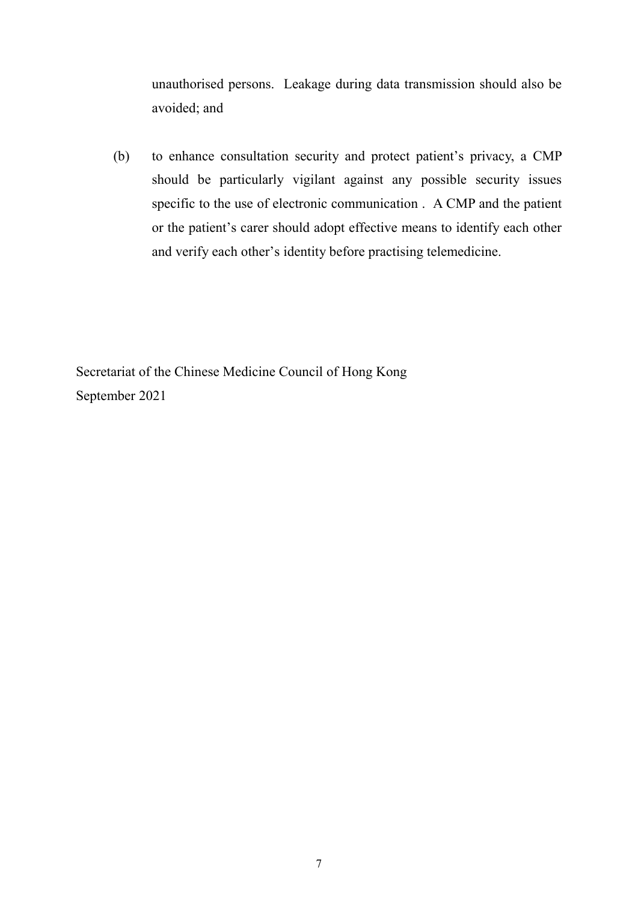unauthorised persons. Leakage during data transmission should also be avoided; and

(b) to enhance consultation security and protect patient's privacy, a CMP should be particularly vigilant against any possible security issues specific to the use of electronic communication . A CMP and the patient or the patient's carer should adopt effective means to identify each other and verify each other's identity before practising telemedicine.

Secretariat of the Chinese Medicine Council of Hong Kong
September 2021